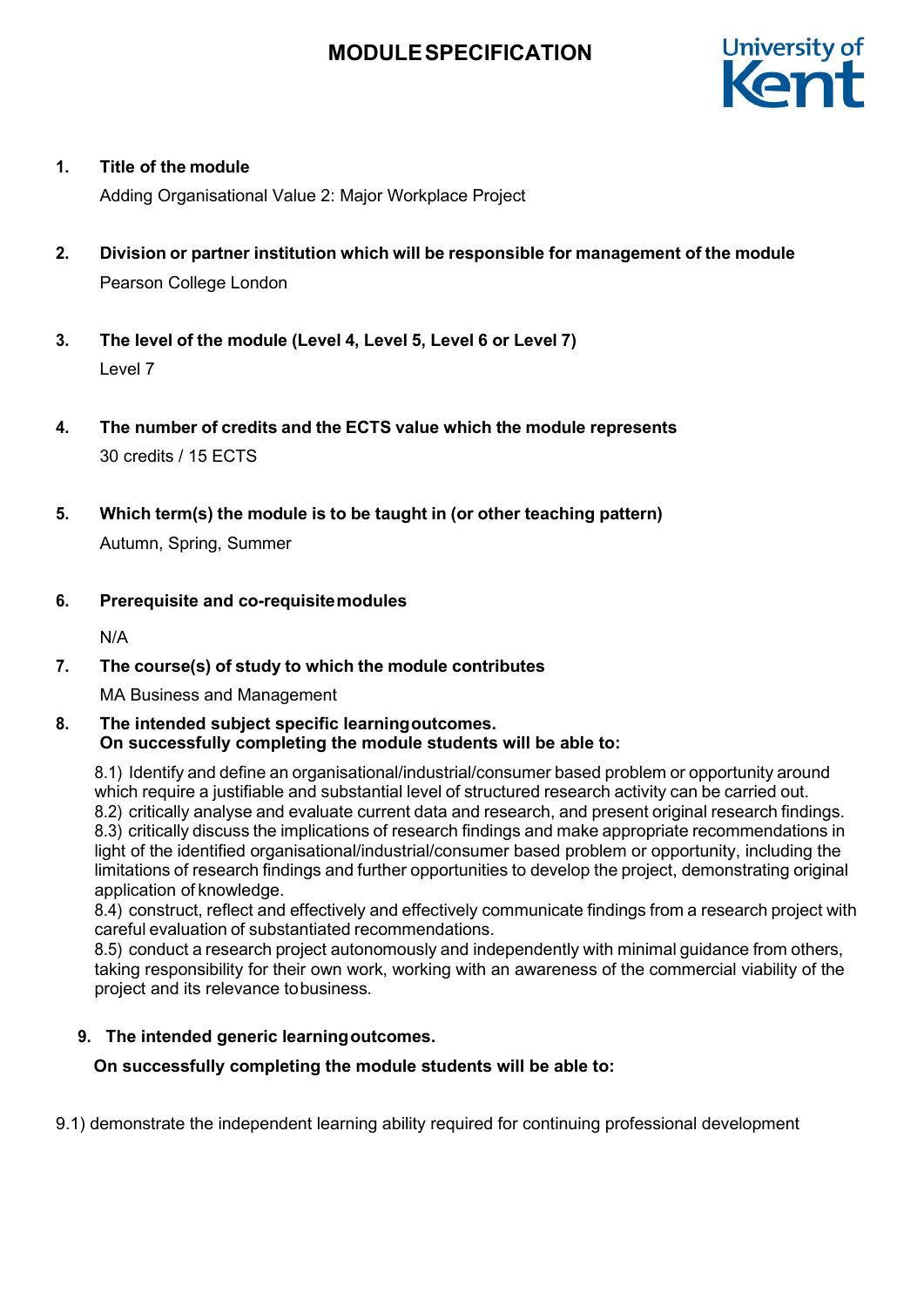# MODULE SPECIFICATION

1. **Title of the module**

   Adding Organisational Value 2: Major Workplace Project

2. **Division or partner institution which will be responsible for management of the module**

   Pearson College London

3. **The level of the module (Level 4, Level 5, Level 6 or Level 7)**

   Level 7

4. **The number of credits and the ECTS value which the module represents**

   30 credits / 15 ECTS

5. **Which term(s) the module is to be taught in (or other teaching pattern)**

   Autumn, Spring, Summer

6. **Prerequisite and co-requisite modules**

   N/A

7. **The course(s) of study to which the module contributes**

   MA Business and Management

8. **The intended subject specific learning outcomes.**
   **On successfully completing the module students will be able to:**

   8.1) Identify and define an organisational/industrial/consumer based problem or opportunity around which require a justifiable and substantial level of structured research activity can be carried out.
   8.2) critically analyse and evaluate current data and research, and present original research findings.
   8.3) critically discuss the implications of research findings and make appropriate recommendations in light of the identified organisational/industrial/consumer based problem or opportunity, including the limitations of research findings and further opportunities to develop the project, demonstrating original application of knowledge.
   8.4) construct, reflect and effectively and effectively communicate findings from a research project with careful evaluation of substantiated recommendations.
   8.5) conduct a research project autonomously and independently with minimal guidance from others, taking responsibility for their own work, working with an awareness of the commercial viability of the project and its relevance to business.

9. **The intended generic learning outcomes.**

   **On successfully completing the module students will be able to:**

9.1) demonstrate the independent learning ability required for continuing professional development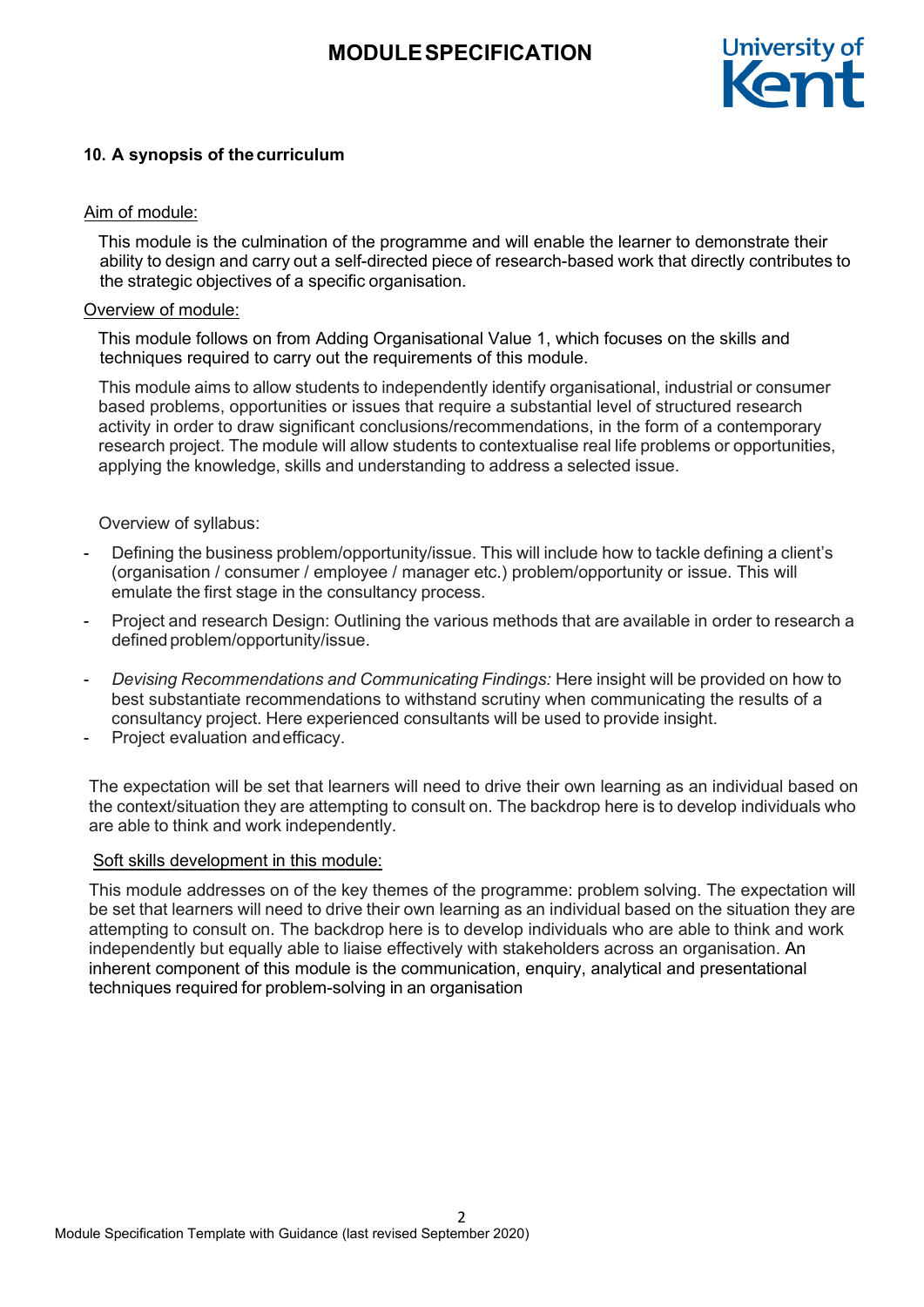### 10. A synopsis of the curriculum

Aim of module:

This module is the culmination of the programme and will enable the learner to demonstrate their ability to design and carry out a self-directed piece of research-based work that directly contributes to the strategic objectives of a specific organisation.

Overview of module:

This module follows on from Adding Organisational Value 1, which focuses on the skills and techniques required to carry out the requirements of this module.

This module aims to allow students to independently identify organisational, industrial or consumer based problems, opportunities or issues that require a substantial level of structured research activity in order to draw significant conclusions/recommendations, in the form of a contemporary research project. The module will allow students to contextualise real life problems or opportunities, applying the knowledge, skills and understanding to address a selected issue.

Overview of syllabus:

- Defining the business problem/opportunity/issue. This will include how to tackle defining a client's (organisation / consumer / employee / manager etc.) problem/opportunity or issue. This will emulate the first stage in the consultancy process.
- Project and research Design: Outlining the various methods that are available in order to research a defined problem/opportunity/issue.
- *Devising Recommendations and Communicating Findings:* Here insight will be provided on how to best substantiate recommendations to withstand scrutiny when communicating the results of a consultancy project. Here experienced consultants will be used to provide insight.
- Project evaluation and efficacy.

The expectation will be set that learners will need to drive their own learning as an individual based on the context/situation they are attempting to consult on. The backdrop here is to develop individuals who are able to think and work independently.

Soft skills development in this module:

This module addresses on of the key themes of the programme: problem solving. The expectation will be set that learners will need to drive their own learning as an individual based on the situation they are attempting to consult on. The backdrop here is to develop individuals who are able to think and work independently but equally able to liaise effectively with stakeholders across an organisation. An inherent component of this module is the communication, enquiry, analytical and presentational techniques required for problem-solving in an organisation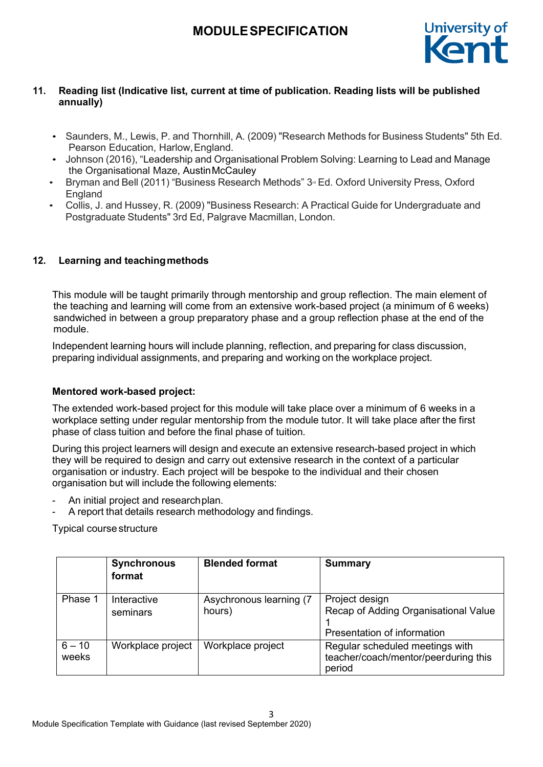## 11. Reading list (Indicative list, current at time of publication. Reading lists will be published annually)

- Saunders, M., Lewis, P. and Thornhill, A. (2009) "Research Methods for Business Students" 5th Ed. Pearson Education, Harlow, England.
- Johnson (2016), "Leadership and Organisational Problem Solving: Learning to Lead and Manage the Organisational Maze, Austin McCauley
- Bryman and Bell (2011) "Business Research Methods" 3rd Ed. Oxford University Press, Oxford England
- Collis, J. and Hussey, R. (2009) "Business Research: A Practical Guide for Undergraduate and Postgraduate Students" 3rd Ed, Palgrave Macmillan, London.

## 12. Learning and teaching methods

This module will be taught primarily through mentorship and group reflection. The main element of the teaching and learning will come from an extensive work-based project (a minimum of 6 weeks) sandwiched in between a group preparatory phase and a group reflection phase at the end of the module.

Independent learning hours will include planning, reflection, and preparing for class discussion, preparing individual assignments, and preparing and working on the workplace project.

**Mentored work-based project:**

The extended work-based project for this module will take place over a minimum of 6 weeks in a workplace setting under regular mentorship from the module tutor. It will take place after the first phase of class tuition and before the final phase of tuition.

During this project learners will design and execute an extensive research-based project in which they will be required to design and carry out extensive research in the context of a particular organisation or industry. Each project will be bespoke to the individual and their chosen organisation but will include the following elements:

- An initial project and research plan.
- A report that details research methodology and findings.

Typical course structure

| | Synchronous format | Blended format | Summary |
|---|---|---|---|
| Phase 1 | Interactive seminars | Asynchronous learning (7 hours) | Project design<br>Recap of Adding Organisational Value 1<br>Presentation of information |
| 6 – 10 weeks | Workplace project | Workplace project | Regular scheduled meetings with teacher/coach/mentor/peerduring this period |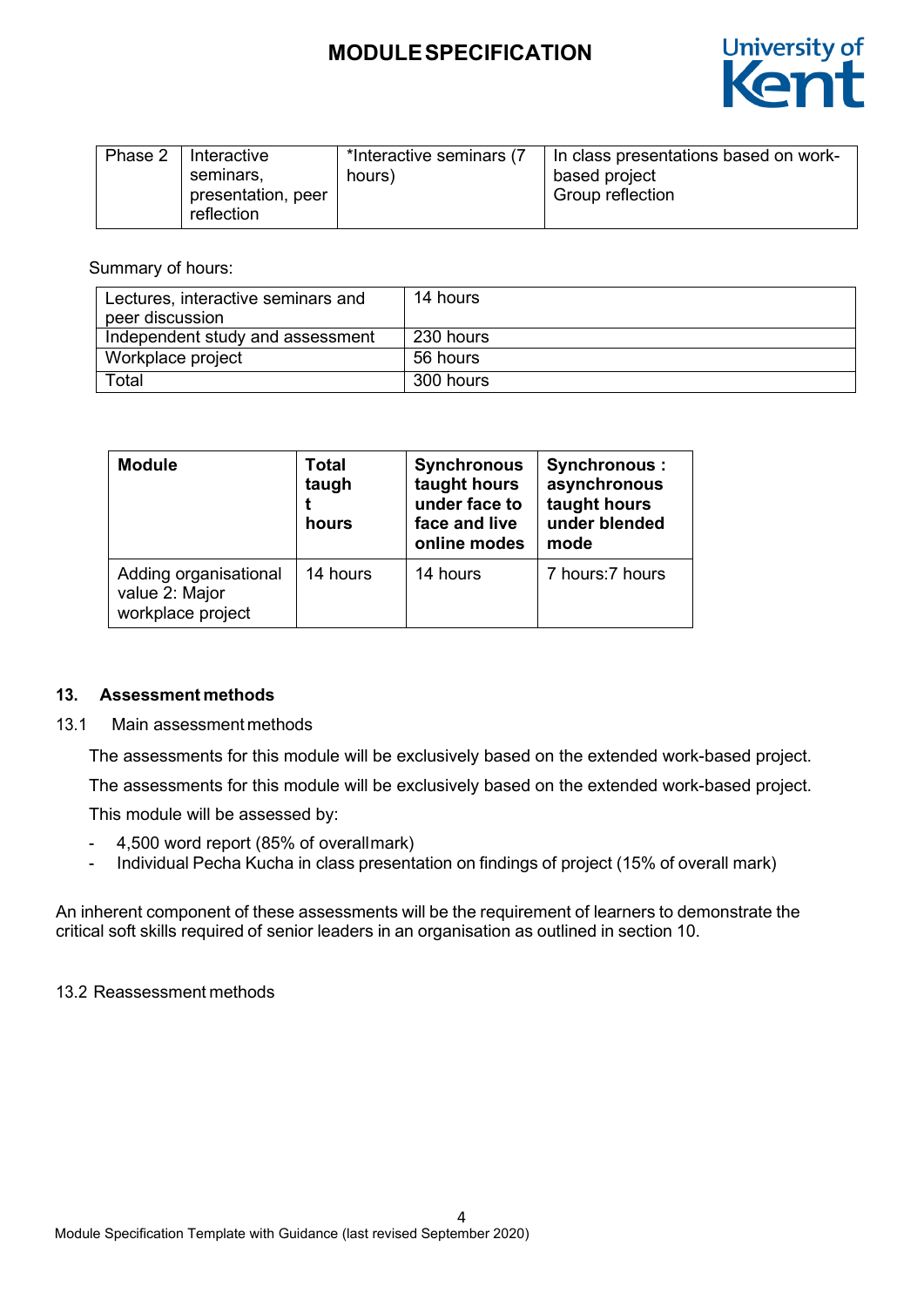| Phase 2 | Interactive seminars, presentation, peer reflection | *Interactive seminars (7 hours) | In class presentations based on work-based project<br>Group reflection |
|---|---|---|---|

Summary of hours:

| Lectures, interactive seminars and peer discussion | 14 hours |
|---|---|
| Independent study and assessment | 230 hours |
| Workplace project | 56 hours |
| Total | 300 hours |

| Module | Total taught hours | Synchronous taught hours under face to face and live online modes | Synchronous : asynchronous taught hours under blended mode |
|---|---|---|---|
| Adding organisational value 2: Major workplace project | 14 hours | 14 hours | 7 hours:7 hours |

### 13. Assessment methods

13.1 Main assessment methods

The assessments for this module will be exclusively based on the extended work-based project.

The assessments for this module will be exclusively based on the extended work-based project.

This module will be assessed by:

- 4,500 word report (85% of overall mark)
- Individual Pecha Kucha in class presentation on findings of project (15% of overall mark)

An inherent component of these assessments will be the requirement of learners to demonstrate the critical soft skills required of senior leaders in an organisation as outlined in section 10.

13.2 Reassessment methods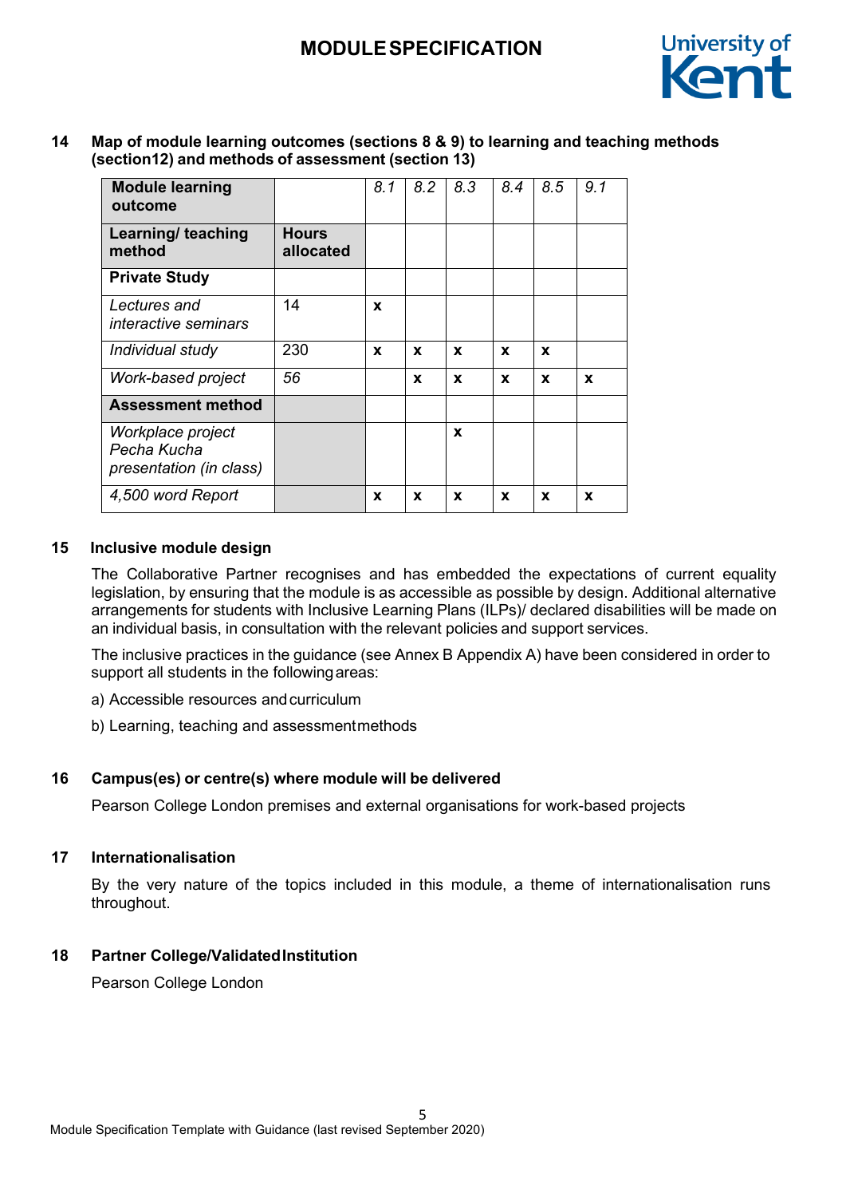**14 Map of module learning outcomes (sections 8 & 9) to learning and teaching methods (section12) and methods of assessment (section 13)**

| **Module learning outcome** | | *8.1* | *8.2* | *8.3* | *8.4* | *8.5* | *9.1* |
|---|---|---|---|---|---|---|---|
| **Learning/ teaching method** | **Hours allocated** | | | | | | |
| **Private Study** | | | | | | | |
| *Lectures and interactive seminars* | 14 | **x** | | | | | |
| *Individual study* | 230 | **x** | **x** | **x** | **x** | **x** | |
| *Work-based project* | *56* | | **x** | **x** | **x** | **x** | **x** |
| **Assessment method** | | | | | | | |
| *Workplace project Pecha Kucha presentation (in class)* | | | | **x** | | | |
| *4,500 word Report* | | **x** | **x** | **x** | **x** | **x** | **x** |

**15 Inclusive module design**

The Collaborative Partner recognises and has embedded the expectations of current equality legislation, by ensuring that the module is as accessible as possible by design. Additional alternative arrangements for students with Inclusive Learning Plans (ILPs)/ declared disabilities will be made on an individual basis, in consultation with the relevant policies and support services.

The inclusive practices in the guidance (see Annex B Appendix A) have been considered in order to support all students in the following areas:

a) Accessible resources and curriculum

b) Learning, teaching and assessment methods

**16 Campus(es) or centre(s) where module will be delivered**

Pearson College London premises and external organisations for work-based projects

**17 Internationalisation**

By the very nature of the topics included in this module, a theme of internationalisation runs throughout.

**18 Partner College/Validated Institution**

Pearson College London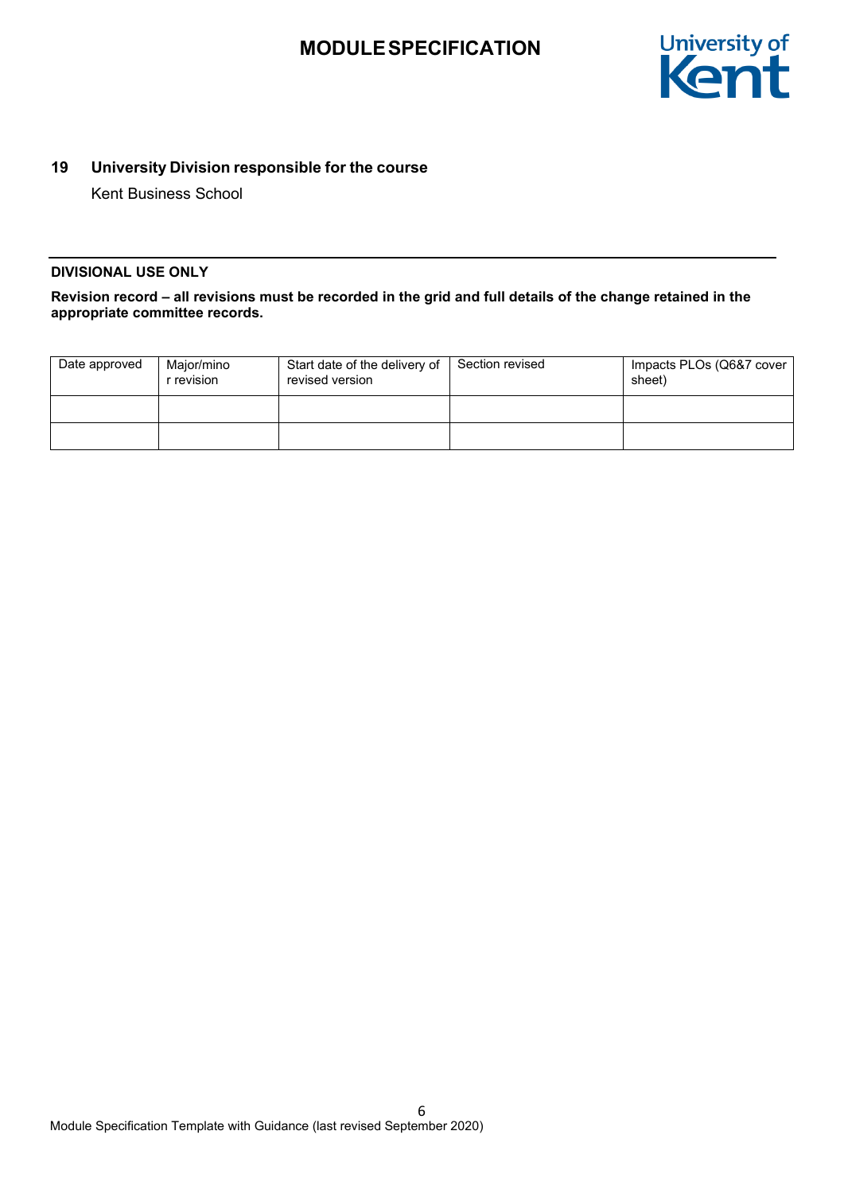## 19 University Division responsible for the course

Kent Business School

---

**DIVISIONAL USE ONLY**

**Revision record – all revisions must be recorded in the grid and full details of the change retained in the appropriate committee records.**

| Date approved | Major/minor revision | Start date of the delivery of revised version | Section revised | Impacts PLOs (Q6&7 cover sheet) |
|---|---|---|---|---|
| | | | | |
| | | | | |